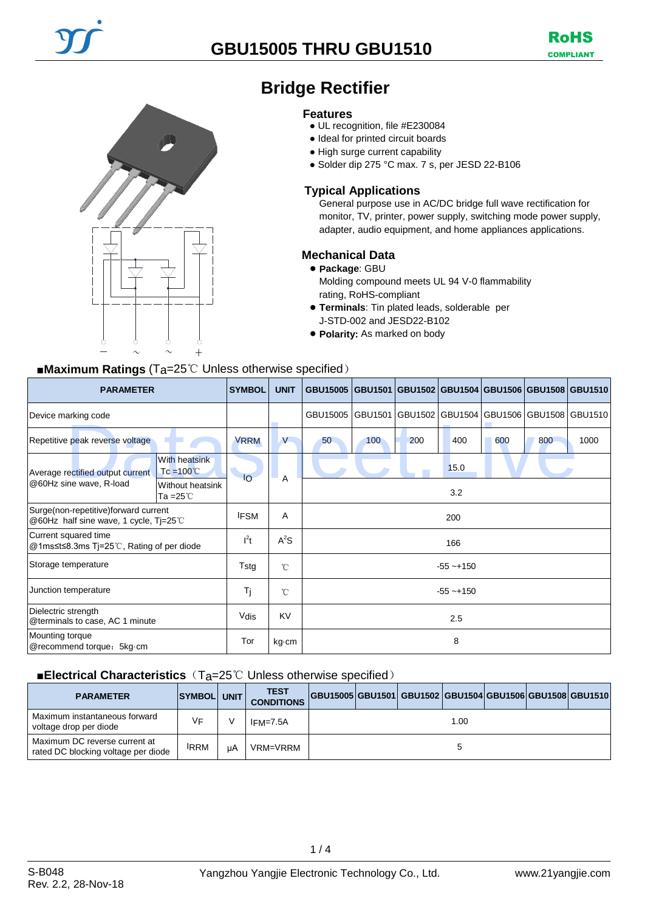# GBU15005 THRU GBU1510

RoHS COMPLIANT

## Bridge Rectifier

### Features

- UL recognition, file #E230084
- Ideal for printed circuit boards
- High surge current capability
- Solder dip 275 °C max. 7 s, per JESD 22-B106

### Typical Applications

General purpose use in AC/DC bridge full wave rectification for monitor, TV, printer, power supply, switching mode power supply, adapter, audio equipment, and home appliances applications.

### Mechanical Data

- **Package**: GBU
  Molding compound meets UL 94 V-0 flammability rating, RoHS-compliant
- **Terminals**: Tin plated leads, solderable per J-STD-002 and JESD22-B102
- **Polarity:** As marked on body

### ■Maximum Ratings (Ta=25℃ Unless otherwise specified)

| PARAMETER | | SYMBOL | UNIT | GBU15005 | GBU1501 | GBU1502 | GBU1504 | GBU1506 | GBU1508 | GBU1510 |
|---|---|---|---|---|---|---|---|---|---|---|
| Device marking code | | | | GBU15005 | GBU1501 | GBU1502 | GBU1504 | GBU1506 | GBU1508 | GBU1510 |
| Repetitive peak reverse voltage | | VRRM | V | 50 | 100 | 200 | 400 | 600 | 800 | 1000 |
| Average rectified output current @60Hz sine wave, R-load | With heatsink Tc =100℃ | IO | A | 15.0 | | | | | | |
| | Without heatsink Ta =25℃ | | | 3.2 | | | | | | |
| Surge(non-repetitive)forward current @60Hz half sine wave, 1 cycle, Tj=25℃ | | IFSM | A | 200 | | | | | | |
| Current squared time @1ms≤t≤8.3ms Tj=25℃, Rating of per diode | | $I^2t$ | $A^2S$ | 166 | | | | | | |
| Storage temperature | | Tstg | ℃ | -55 ~+150 | | | | | | |
| Junction temperature | | Tj | ℃ | -55 ~+150 | | | | | | |
| Dielectric strength @terminals to case, AC 1 minute | | Vdis | KV | 2.5 | | | | | | |
| Mounting torque @recommend torque：5kg·cm | | Tor | kg·cm | 8 | | | | | | |

### ■Electrical Characteristics（Ta=25℃ Unless otherwise specified）

| PARAMETER | SYMBOL | UNIT | TEST CONDITIONS | GBU15005 | GBU1501 | GBU1502 | GBU1504 | GBU1506 | GBU1508 | GBU1510 |
|---|---|---|---|---|---|---|---|---|---|---|
| Maximum instantaneous forward voltage drop per diode | VF | V | IFM=7.5A | 1.00 | | | | | | |
| Maximum DC reverse current at rated DC blocking voltage per diode | IRRM | μA | VRM=VRRM | 5 | | | | | | |

S-B048
Rev. 2.2, 28-Nov-18

Yangzhou Yangjie Electronic Technology Co., Ltd.

www.21yangjie.com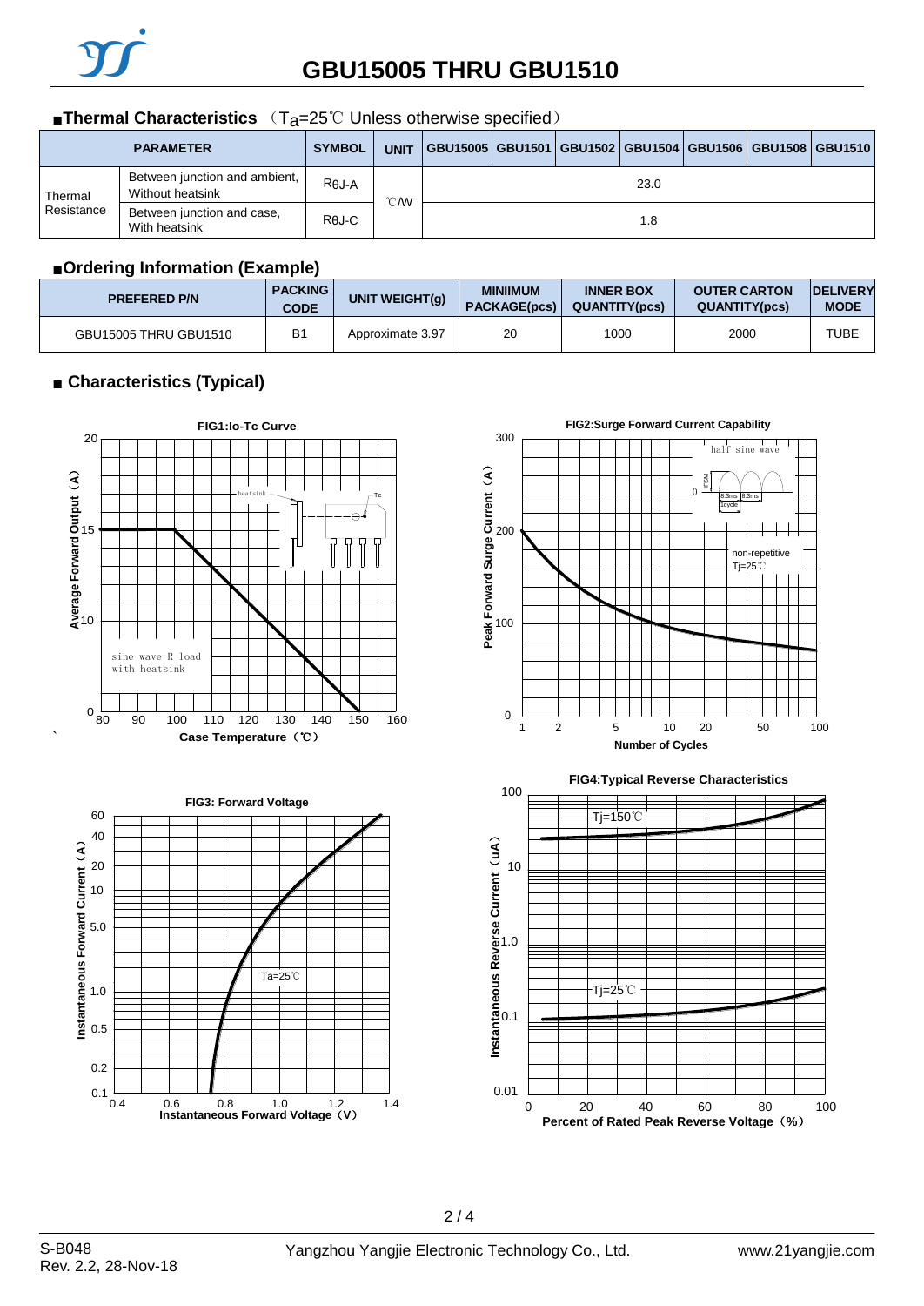# GBU15005 THRU GBU1510

## ■Thermal Characteristics （$T_a$=25℃ Unless otherwise specified）

| PARAMETER | | SYMBOL | UNIT | GBU15005 | GBU1501 | GBU1502 | GBU1504 | GBU1506 | GBU1508 | GBU1510 |
|---|---|---|---|---|---|---|---|---|---|---|
| Thermal Resistance | Between junction and ambient, Without heatsink | RθJ-A | ℃/W | 23.0 | | | | | | |
| | Between junction and case, With heatsink | RθJ-C | | 1.8 | | | | | | |

## ■Ordering Information (Example)

| PREFERED P/N | PACKING CODE | UNIT WEIGHT(g) | MINIIMUM PACKAGE(pcs) | INNER BOX QUANTITY(pcs) | OUTER CARTON QUANTITY(pcs) | DELIVERY MODE |
|---|---|---|---|---|---|---|
| GBU15005 THRU GBU1510 | B1 | Approximate 3.97 | 20 | 1000 | 2000 | TUBE |

## ■ Characteristics (Typical)

FIG1:Io-Tc Curve

FIG2:Surge Forward Current Capability

FIG3: Forward Voltage

FIG4:Typical Reverse Characteristics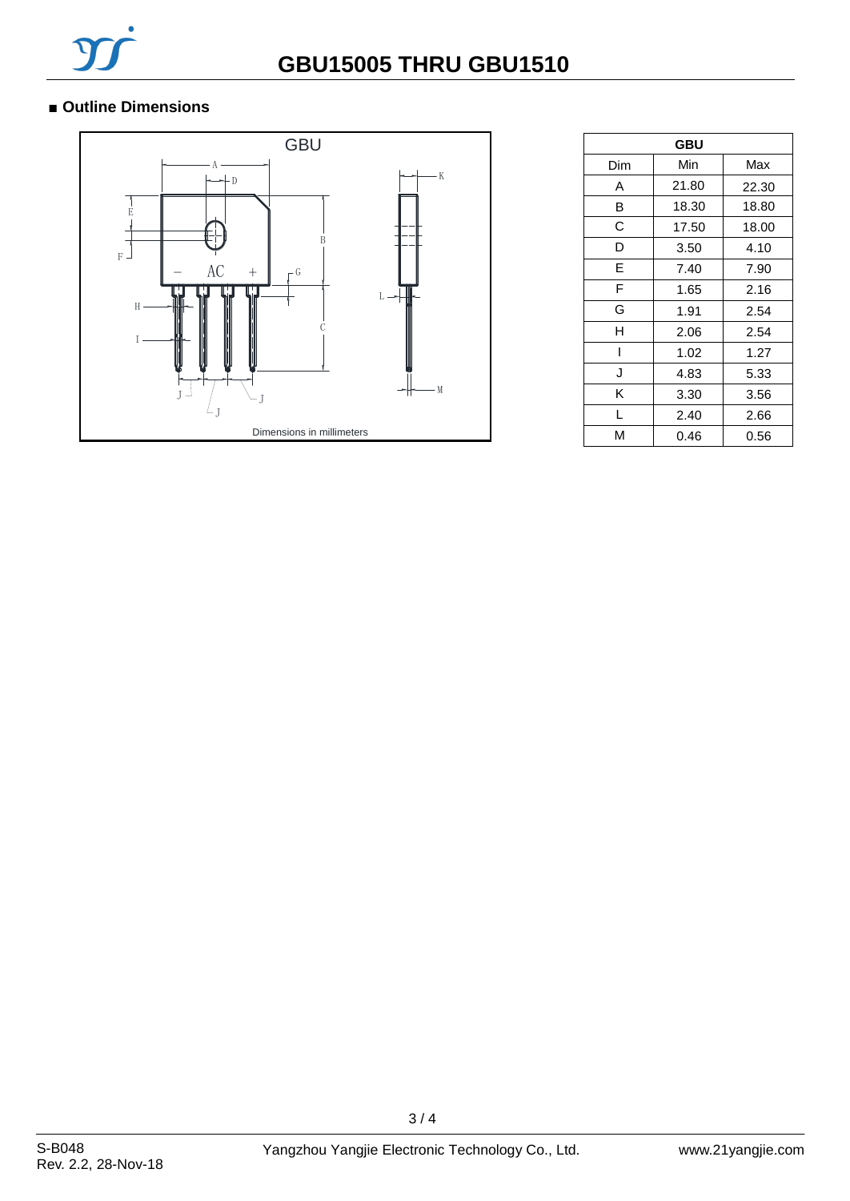# GBU15005 THRU GBU1510

## ■ Outline Dimensions

GBU

Dimensions in millimeters

| GBU | | |
|---|---|---|
| Dim | Min | Max |
| A | 21.80 | 22.30 |
| B | 18.30 | 18.80 |
| C | 17.50 | 18.00 |
| D | 3.50 | 4.10 |
| E | 7.40 | 7.90 |
| F | 1.65 | 2.16 |
| G | 1.91 | 2.54 |
| H | 2.06 | 2.54 |
| I | 1.02 | 1.27 |
| J | 4.83 | 5.33 |
| K | 3.30 | 3.56 |
| L | 2.40 | 2.66 |
| M | 0.46 | 0.56 |

S-B048
Rev. 2.2, 28-Nov-18

Yangzhou Yangjie Electronic Technology Co., Ltd.

www.21yangjie.com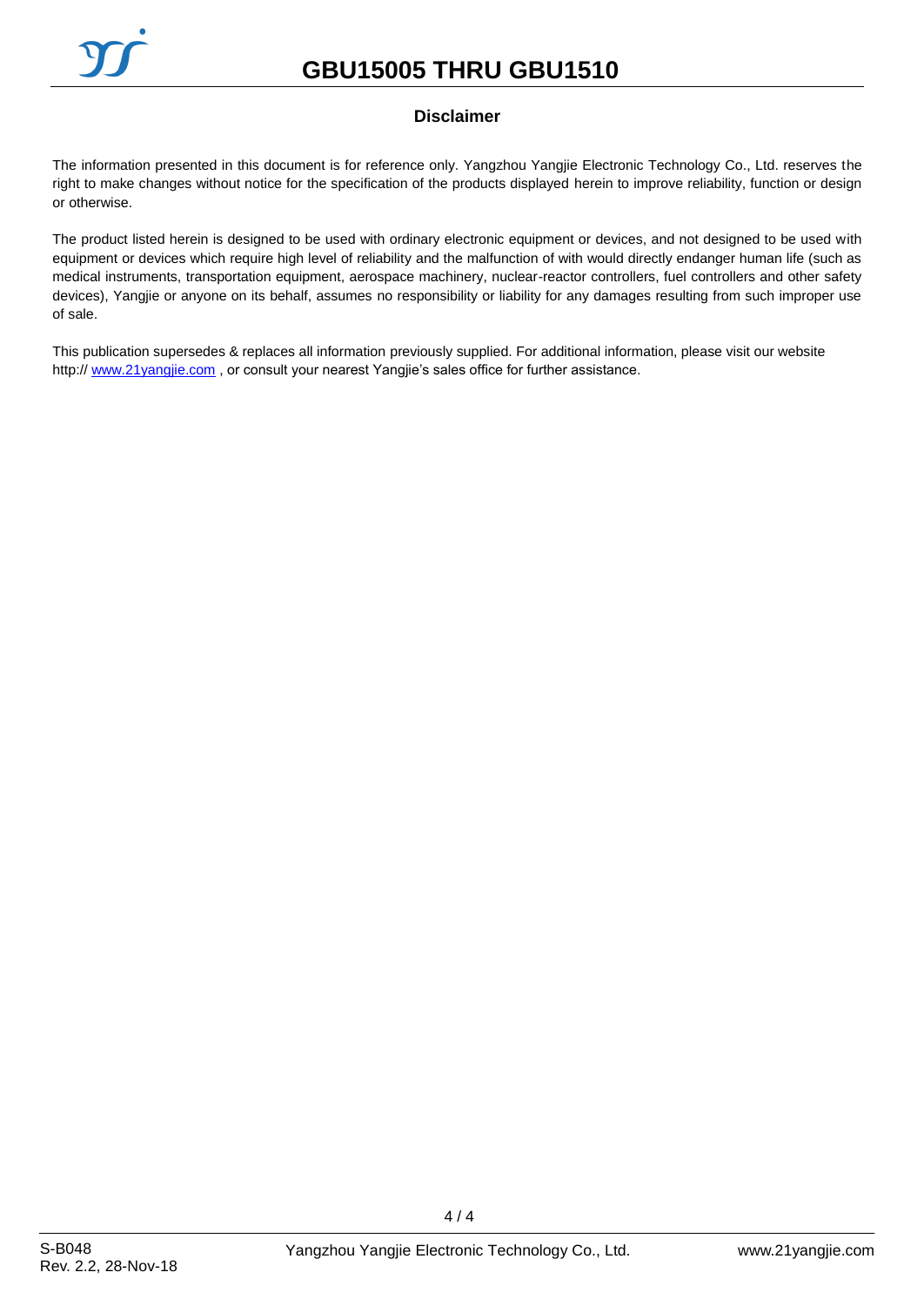## Disclaimer

The information presented in this document is for reference only. Yangzhou Yangjie Electronic Technology Co., Ltd. reserves the right to make changes without notice for the specification of the products displayed herein to improve reliability, function or design or otherwise.

The product listed herein is designed to be used with ordinary electronic equipment or devices, and not designed to be used with equipment or devices which require high level of reliability and the malfunction of with would directly endanger human life (such as medical instruments, transportation equipment, aerospace machinery, nuclear-reactor controllers, fuel controllers and other safety devices), Yangjie or anyone on its behalf, assumes no responsibility or liability for any damages resulting from such improper use of sale.

This publication supersedes & replaces all information previously supplied. For additional information, please visit our website http:// www.21yangjie.com , or consult your nearest Yangjie's sales office for further assistance.